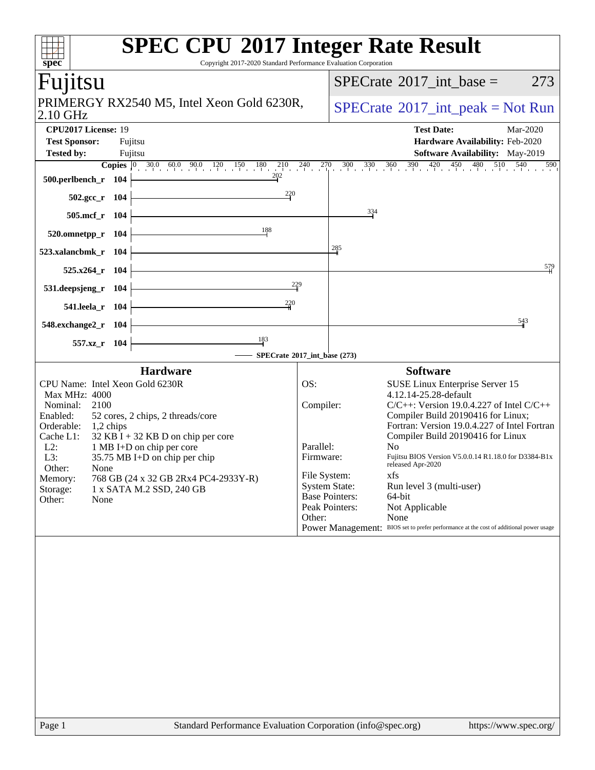# SPEC CPU 2017 Integer Rate Result

Copyright 2017-2020 Standard Performance Evaluation Corporation

## Fujitsu

PRIMERGY RX2540 M5, Intel Xeon Gold 6230R, 2.10 GHz

SPECrate 2017_int_base = 273

SPECrate 2017_int_peak = Not Run

**CPU2017 License:** 19
**Test Sponsor:** Fujitsu
**Tested by:** Fujitsu

**Test Date:** Mar-2020
**Hardware Availability:** Feb-2020
**Software Availability:** May-2019

| Benchmark | Copies | Base Ratio |
|---|---|---|
| 500.perlbench_r | 104 | 202 |
| 502.gcc_r | 104 | 220 |
| 505.mcf_r | 104 | 334 |
| 520.omnetpp_r | 104 | 188 |
| 523.xalancbmk_r | 104 | 285 |
| 525.x264_r | 104 | 579 |
| 531.deepsjeng_r | 104 | 229 |
| 541.leela_r | 104 | 220 |
| 548.exchange2_r | 104 | 543 |
| 557.xz_r | 104 | 183 |

SPECrate 2017_int_base (273)

### Hardware

| | |
|---|---|
| CPU Name: | Intel Xeon Gold 6230R |
| Max MHz: | 4000 |
| Nominal: | 2100 |
| Enabled: | 52 cores, 2 chips, 2 threads/core |
| Orderable: | 1,2 chips |
| Cache L1: | 32 KB I + 32 KB D on chip per core |
| L2: | 1 MB I+D on chip per core |
| L3: | 35.75 MB I+D on chip per chip |
| Other: | None |
| Memory: | 768 GB (24 x 32 GB 2Rx4 PC4-2933Y-R) |
| Storage: | 1 x SATA M.2 SSD, 240 GB |
| Other: | None |

### Software

| | |
|---|---|
| OS: | SUSE Linux Enterprise Server 15 4.12.14-25.28-default |
| Compiler: | C/C++: Version 19.0.4.227 of Intel C/C++ Compiler Build 20190416 for Linux; Fortran: Version 19.0.4.227 of Intel Fortran Compiler Build 20190416 for Linux |
| Parallel: | No |
| Firmware: | Fujitsu BIOS Version V5.0.0.14 R1.18.0 for D3384-B1x released Apr-2020 |
| File System: | xfs |
| System State: | Run level 3 (multi-user) |
| Base Pointers: | 64-bit |
| Peak Pointers: | Not Applicable |
| Other: | None |
| Power Management: | BIOS set to prefer performance at the cost of additional power usage |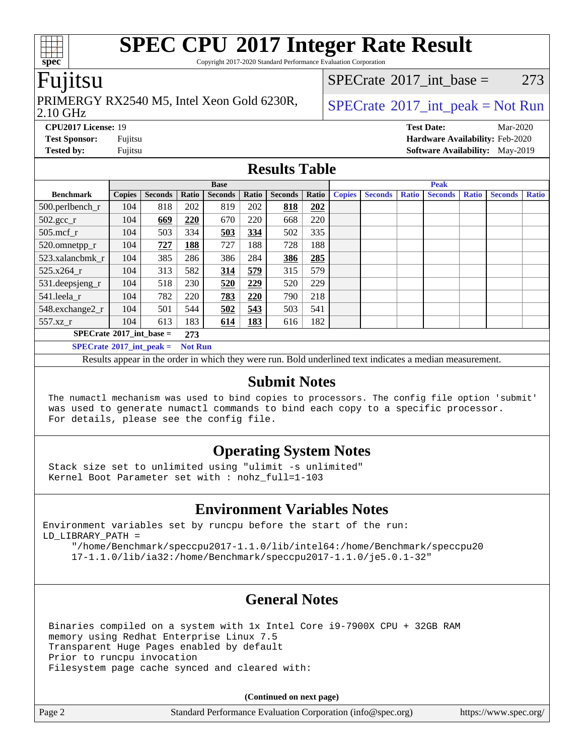# SPEC CPU 2017 Integer Rate Result

Copyright 2017-2020 Standard Performance Evaluation Corporation

## Fujitsu

PRIMERGY RX2540 M5, Intel Xeon Gold 6230R, 2.10 GHz

SPECrate 2017_int_base = 273

SPECrate 2017_int_peak = Not Run

**CPU2017 License:** 19
**Test Sponsor:** Fujitsu
**Tested by:** Fujitsu

**Test Date:** Mar-2020
**Hardware Availability:** Feb-2020
**Software Availability:** May-2019

## Results Table

| | Base | | | | | | | Peak | | | | | | |
|---|---|---|---|---|---|---|---|---|---|---|---|---|---|---|
| **Benchmark** | **Copies** | **Seconds** | **Ratio** | **Seconds** | **Ratio** | **Seconds** | **Ratio** | **Copies** | **Seconds** | **Ratio** | **Seconds** | **Ratio** | **Seconds** | **Ratio** |
| 500.perlbench_r | 104 | 818 | 202 | 819 | 202 | **818** | **202** | | | | | | | |
| 502.gcc_r | 104 | **669** | **220** | 670 | 220 | 668 | 220 | | | | | | | |
| 505.mcf_r | 104 | 503 | 334 | **503** | **334** | 502 | 335 | | | | | | | |
| 520.omnetpp_r | 104 | **727** | **188** | 727 | 188 | 728 | 188 | | | | | | | |
| 523.xalancbmk_r | 104 | 385 | 286 | 386 | 284 | **386** | **285** | | | | | | | |
| 525.x264_r | 104 | 313 | 582 | **314** | **579** | 315 | 579 | | | | | | | |
| 531.deepsjeng_r | 104 | 518 | 230 | **520** | **229** | 520 | 229 | | | | | | | |
| 541.leela_r | 104 | 782 | 220 | **783** | **220** | 790 | 218 | | | | | | | |
| 548.exchange2_r | 104 | 501 | 544 | **502** | **543** | 503 | 541 | | | | | | | |
| 557.xz_r | 104 | 613 | 183 | **614** | **183** | 616 | 182 | | | | | | | |

**SPECrate 2017_int_base = 273**

**SPECrate 2017_int_peak = Not Run**

Results appear in the order in which they were run. Bold underlined text indicates a median measurement.

## Submit Notes

```
The numactl mechanism was used to bind copies to processors. The config file option 'submit'
was used to generate numactl commands to bind each copy to a specific processor.
For details, please see the config file.
```

## Operating System Notes

```
Stack size set to unlimited using "ulimit -s unlimited"
Kernel Boot Parameter set with : nohz_full=1-103
```

## Environment Variables Notes

```
Environment variables set by runcpu before the start of the run:
LD_LIBRARY_PATH =
     "/home/Benchmark/speccpu2017-1.1.0/lib/intel64:/home/Benchmark/speccpu20
     17-1.1.0/lib/ia32:/home/Benchmark/speccpu2017-1.1.0/je5.0.1-32"
```

## General Notes

```
Binaries compiled on a system with 1x Intel Core i9-7900X CPU + 32GB RAM
memory using Redhat Enterprise Linux 7.5
Transparent Huge Pages enabled by default
Prior to runcpu invocation
Filesystem page cache synced and cleared with:
```

**(Continued on next page)**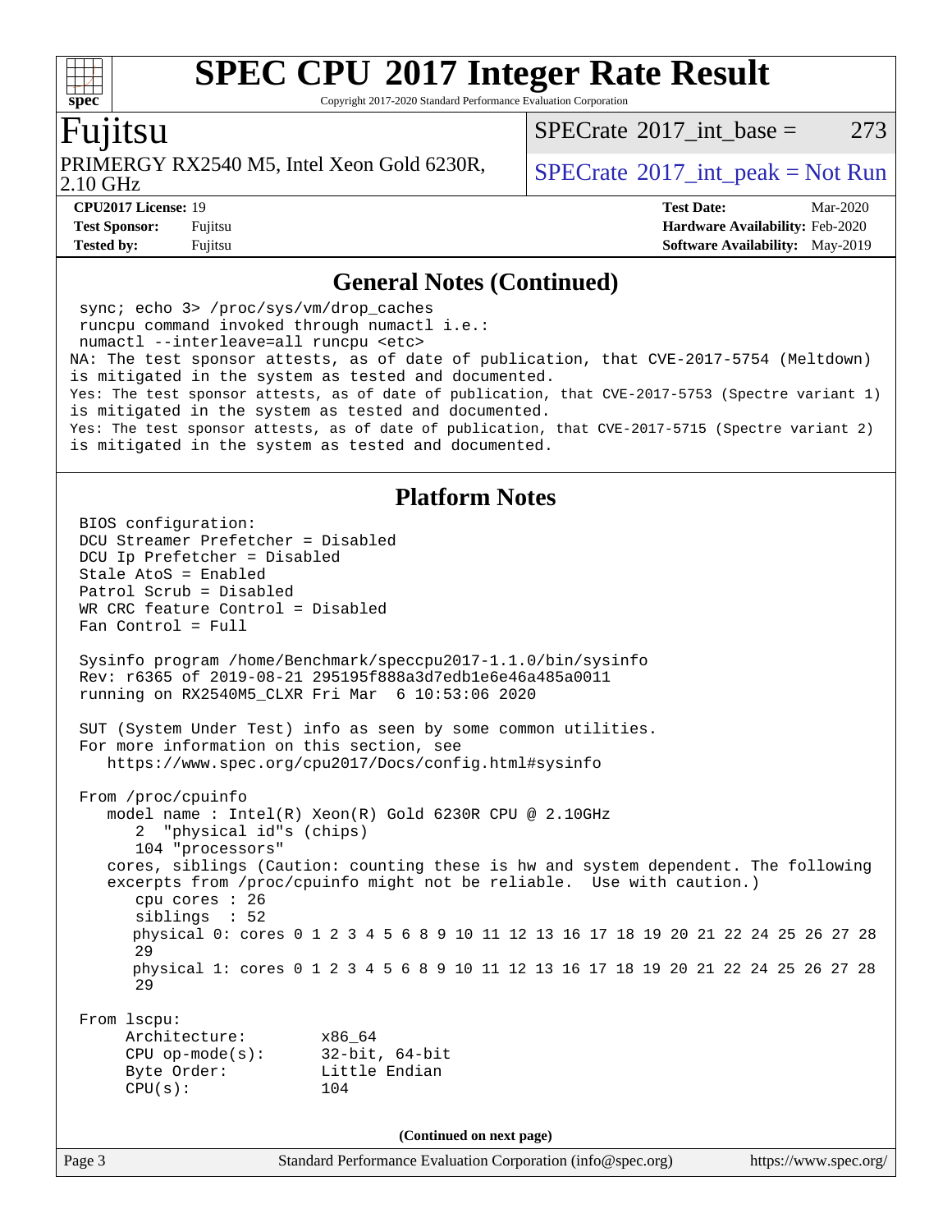# SPEC CPU 2017 Integer Rate Result

Copyright 2017-2020 Standard Performance Evaluation Corporation

## Fujitsu

PRIMERGY RX2540 M5, Intel Xeon Gold 6230R, 2.10 GHz

SPECrate 2017_int_base = 273

SPECrate 2017_int_peak = Not Run

**CPU2017 License:** 19
**Test Sponsor:** Fujitsu
**Tested by:** Fujitsu

**Test Date:** Mar-2020
**Hardware Availability:** Feb-2020
**Software Availability:** May-2019

## General Notes (Continued)

```
 sync; echo 3> /proc/sys/vm/drop_caches
 runcpu command invoked through numactl i.e.:
 numactl --interleave=all runcpu <etc>
NA: The test sponsor attests, as of date of publication, that CVE-2017-5754 (Meltdown)
is mitigated in the system as tested and documented.
Yes: The test sponsor attests, as of date of publication, that CVE-2017-5753 (Spectre variant 1)
is mitigated in the system as tested and documented.
Yes: The test sponsor attests, as of date of publication, that CVE-2017-5715 (Spectre variant 2)
is mitigated in the system as tested and documented.
```

## Platform Notes

```
 BIOS configuration:
 DCU Streamer Prefetcher = Disabled
 DCU Ip Prefetcher = Disabled
 Stale AtoS = Enabled
 Patrol Scrub = Disabled
 WR CRC feature Control = Disabled
 Fan Control = Full

 Sysinfo program /home/Benchmark/speccpu2017-1.1.0/bin/sysinfo
 Rev: r6365 of 2019-08-21 295195f888a3d7edb1e6e46a485a0011
 running on RX2540M5_CLXR Fri Mar  6 10:53:06 2020

 SUT (System Under Test) info as seen by some common utilities.
 For more information on this section, see
    https://www.spec.org/cpu2017/Docs/config.html#sysinfo

 From /proc/cpuinfo
    model name : Intel(R) Xeon(R) Gold 6230R CPU @ 2.10GHz
       2  "physical id"s (chips)
       104 "processors"
    cores, siblings (Caution: counting these is hw and system dependent. The following
    excerpts from /proc/cpuinfo might not be reliable.  Use with caution.)
       cpu cores : 26
       siblings  : 52
       physical 0: cores 0 1 2 3 4 5 6 8 9 10 11 12 13 16 17 18 19 20 21 22 24 25 26 27 28
       29
       physical 1: cores 0 1 2 3 4 5 6 8 9 10 11 12 13 16 17 18 19 20 21 22 24 25 26 27 28
       29

 From lscpu:
      Architecture:          x86_64
      CPU op-mode(s):        32-bit, 64-bit
      Byte Order:            Little Endian
      CPU(s):                104
```

(Continued on next page)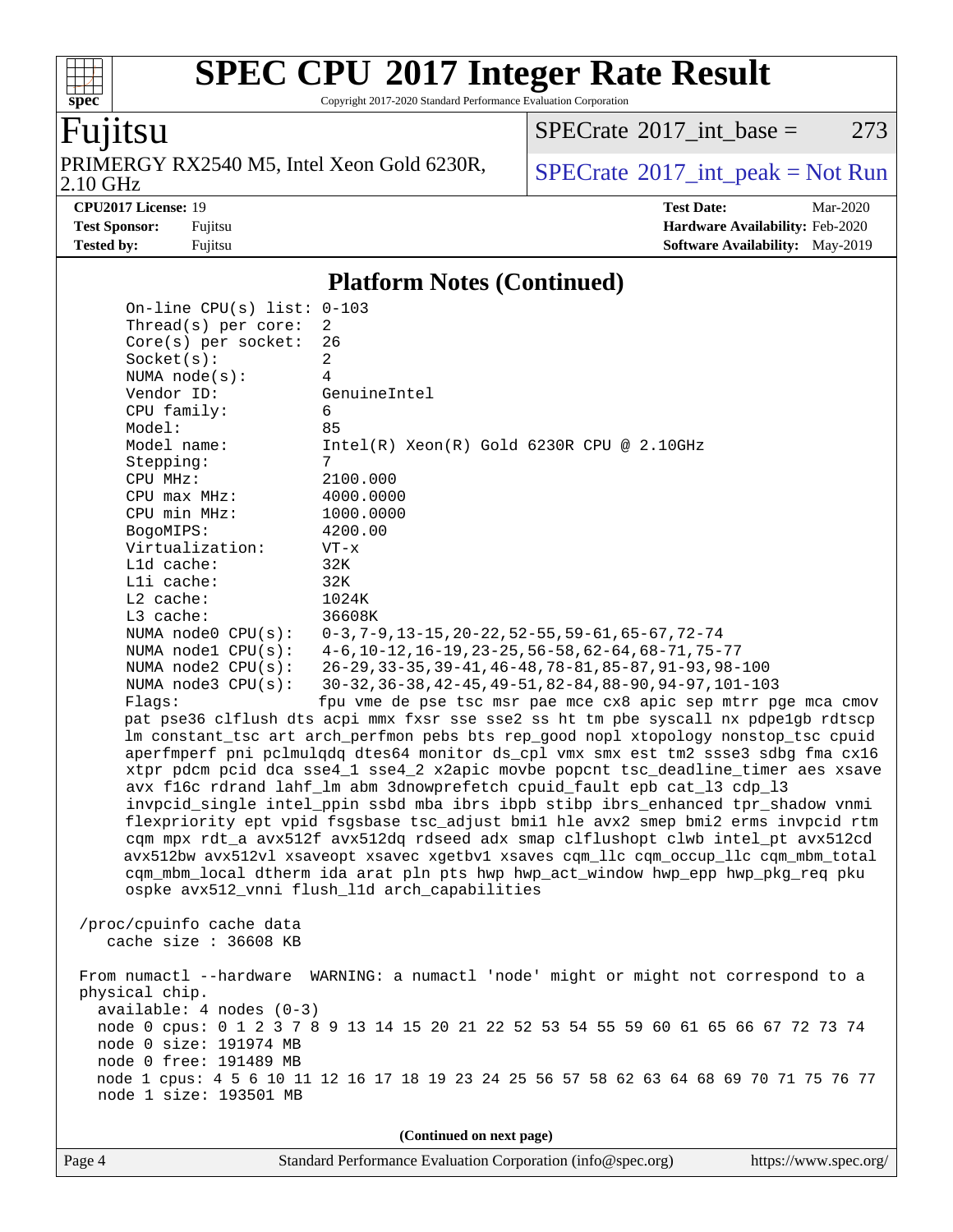# SPEC CPU 2017 Integer Rate Result

Copyright 2017-2020 Standard Performance Evaluation Corporation

**Fujitsu**

PRIMERGY RX2540 M5, Intel Xeon Gold 6230R, 2.10 GHz

SPECrate 2017_int_base = 273

SPECrate 2017_int_peak = Not Run

| | | | |
|---|---|---|---|
| **CPU2017 License:** | 19 | **Test Date:** | Mar-2020 |
| **Test Sponsor:** | Fujitsu | **Hardware Availability:** | Feb-2020 |
| **Tested by:** | Fujitsu | **Software Availability:** | May-2019 |

## Platform Notes (Continued)

```
     On-line CPU(s) list: 0-103
     Thread(s) per core:  2
     Core(s) per socket:  26
     Socket(s):           2
     NUMA node(s):        4
     Vendor ID:           GenuineIntel
     CPU family:          6
     Model:               85
     Model name:          Intel(R) Xeon(R) Gold 6230R CPU @ 2.10GHz
     Stepping:            7
     CPU MHz:             2100.000
     CPU max MHz:         4000.0000
     CPU min MHz:         1000.0000
     BogoMIPS:            4200.00
     Virtualization:      VT-x
     L1d cache:           32K
     L1i cache:           32K
     L2 cache:            1024K
     L3 cache:            36608K
     NUMA node0 CPU(s):   0-3,7-9,13-15,20-22,52-55,59-61,65-67,72-74
     NUMA node1 CPU(s):   4-6,10-12,16-19,23-25,56-58,62-64,68-71,75-77
     NUMA node2 CPU(s):   26-29,33-35,39-41,46-48,78-81,85-87,91-93,98-100
     NUMA node3 CPU(s):   30-32,36-38,42-45,49-51,82-84,88-90,94-97,101-103
     Flags:               fpu vme de pse tsc msr pae mce cx8 apic sep mtrr pge mca cmov
     pat pse36 clflush dts acpi mmx fxsr sse sse2 ss ht tm pbe syscall nx pdpe1gb rdtscp
     lm constant_tsc art arch_perfmon pebs bts rep_good nopl xtopology nonstop_tsc cpuid
     aperfmperf pni pclmulqdq dtes64 monitor ds_cpl vmx smx est tm2 ssse3 sdbg fma cx16
     xtpr pdcm pcid dca sse4_1 sse4_2 x2apic movbe popcnt tsc_deadline_timer aes xsave
     avx f16c rdrand lahf_lm abm 3dnowprefetch cpuid_fault epb cat_l3 cdp_l3
     invpcid_single intel_ppin ssbd mba ibrs ibpb stibp ibrs_enhanced tpr_shadow vnmi
     flexpriority ept vpid fsgsbase tsc_adjust bmi1 hle avx2 smep bmi2 erms invpcid rtm
     cqm mpx rdt_a avx512f avx512dq rdseed adx smap clflushopt clwb intel_pt avx512cd
     avx512bw avx512vl xsaveopt xsavec xgetbv1 xsaves cqm_llc cqm_occup_llc cqm_mbm_total
     cqm_mbm_local dtherm ida arat pln pts hwp hwp_act_window hwp_epp hwp_pkg_req pku
     ospke avx512_vnni flush_l1d arch_capabilities

 /proc/cpuinfo cache data
    cache size : 36608 KB

 From numactl --hardware  WARNING: a numactl 'node' might or might not correspond to a
 physical chip.
   available: 4 nodes (0-3)
   node 0 cpus: 0 1 2 3 7 8 9 13 14 15 20 21 22 52 53 54 55 59 60 61 65 66 67 72 73 74
   node 0 size: 191974 MB
   node 0 free: 191489 MB
   node 1 cpus: 4 5 6 10 11 12 16 17 18 19 23 24 25 56 57 58 62 63 64 68 69 70 71 75 76 77
   node 1 size: 193501 MB
```

(Continued on next page)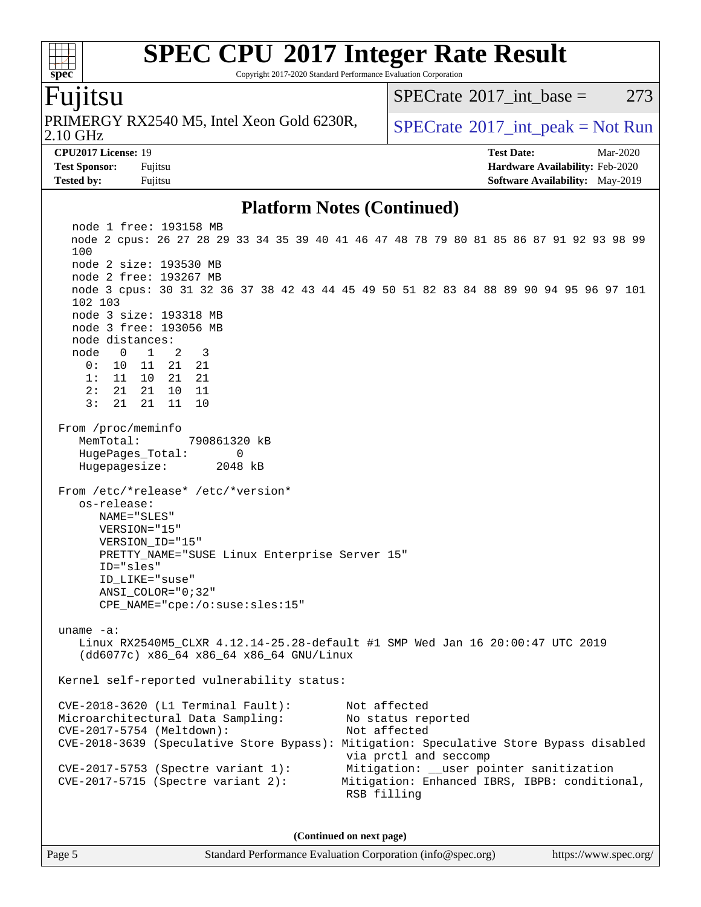## Platform Notes (Continued)

```
  node 1 free: 193158 MB
  node 2 cpus: 26 27 28 29 33 34 35 39 40 41 46 47 48 78 79 80 81 85 86 87 91 92 93 98 99
  100
  node 2 size: 193530 MB
  node 2 free: 193267 MB
  node 3 cpus: 30 31 32 36 37 38 42 43 44 45 49 50 51 82 83 84 88 89 90 94 95 96 97 101
  102 103
  node 3 size: 193318 MB
  node 3 free: 193056 MB
  node distances:
  node   0   1   2   3
    0:  10  11  21  21
    1:  11  10  21  21
    2:  21  21  10  11
    3:  21  21  11  10

From /proc/meminfo
   MemTotal:       790861320 kB
   HugePages_Total:       0
   Hugepagesize:       2048 kB

From /etc/*release* /etc/*version*
   os-release:
      NAME="SLES"
      VERSION="15"
      VERSION_ID="15"
      PRETTY_NAME="SUSE Linux Enterprise Server 15"
      ID="sles"
      ID_LIKE="suse"
      ANSI_COLOR="0;32"
      CPE_NAME="cpe:/o:suse:sles:15"

uname -a:
   Linux RX2540M5_CLXR 4.12.14-25.28-default #1 SMP Wed Jan 16 20:00:47 UTC 2019
   (dd6077c) x86_64 x86_64 x86_64 GNU/Linux

Kernel self-reported vulnerability status:

CVE-2018-3620 (L1 Terminal Fault):         Not affected
Microarchitectural Data Sampling:          No status reported
CVE-2017-5754 (Meltdown):                  Not affected
CVE-2018-3639 (Speculative Store Bypass): Mitigation: Speculative Store Bypass disabled
                                           via prctl and seccomp
CVE-2017-5753 (Spectre variant 1):         Mitigation: __user pointer sanitization
CVE-2017-5715 (Spectre variant 2):        Mitigation: Enhanced IBRS, IBPB: conditional,
                                           RSB filling
```

(Continued on next page)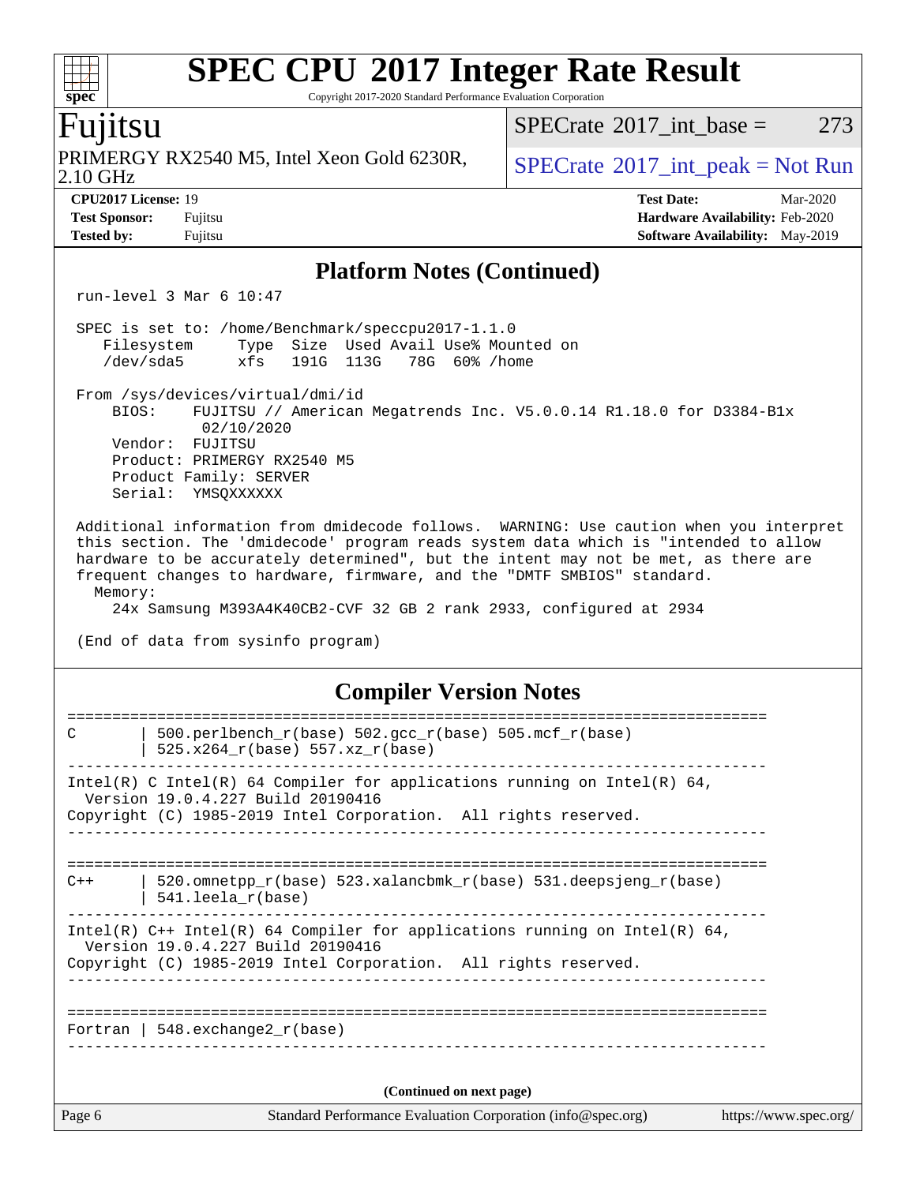## Platform Notes (Continued)

```
run-level 3 Mar 6 10:47

SPEC is set to: /home/Benchmark/speccpu2017-1.1.0
   Filesystem     Type  Size  Used Avail Use% Mounted on
   /dev/sda5      xfs   191G  113G   78G  60% /home

From /sys/devices/virtual/dmi/id
    BIOS:    FUJITSU // American Megatrends Inc. V5.0.0.14 R1.18.0 for D3384-B1x
             02/10/2020
    Vendor:  FUJITSU
    Product: PRIMERGY RX2540 M5
    Product Family: SERVER
    Serial:  YMSQXXXXXX

Additional information from dmidecode follows.  WARNING: Use caution when you interpret
this section. The 'dmidecode' program reads system data which is "intended to allow
hardware to be accurately determined", but the intent may not be met, as there are
frequent changes to hardware, firmware, and the "DMTF SMBIOS" standard.
  Memory:
    24x Samsung M393A4K40CB2-CVF 32 GB 2 rank 2933, configured at 2934

(End of data from sysinfo program)
```

## Compiler Version Notes

```
==============================================================================
C       | 500.perlbench_r(base) 502.gcc_r(base) 505.mcf_r(base)
        | 525.x264_r(base) 557.xz_r(base)
------------------------------------------------------------------------------
Intel(R) C Intel(R) 64 Compiler for applications running on Intel(R) 64,
  Version 19.0.4.227 Build 20190416
Copyright (C) 1985-2019 Intel Corporation.  All rights reserved.
------------------------------------------------------------------------------

==============================================================================
C++     | 520.omnetpp_r(base) 523.xalancbmk_r(base) 531.deepsjeng_r(base)
        | 541.leela_r(base)
------------------------------------------------------------------------------
Intel(R) C++ Intel(R) 64 Compiler for applications running on Intel(R) 64,
  Version 19.0.4.227 Build 20190416
Copyright (C) 1985-2019 Intel Corporation.  All rights reserved.
------------------------------------------------------------------------------

==============================================================================
Fortran | 548.exchange2_r(base)
------------------------------------------------------------------------------
```

(Continued on next page)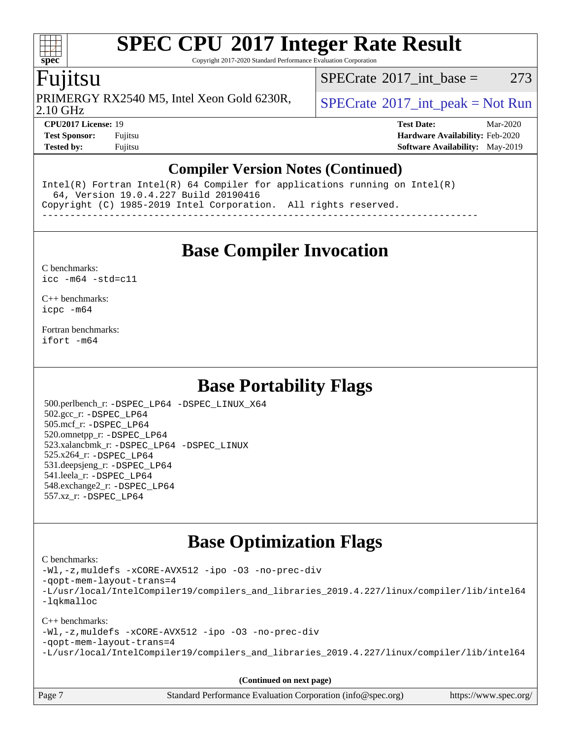## Compiler Version Notes (Continued)

```
Intel(R) Fortran Intel(R) 64 Compiler for applications running on Intel(R)
  64, Version 19.0.4.227 Build 20190416
Copyright (C) 1985-2019 Intel Corporation.  All rights reserved.
------------------------------------------------------------------------------
```

## Base Compiler Invocation

C benchmarks:
`icc -m64 -std=c11`

C++ benchmarks:
`icpc -m64`

Fortran benchmarks:
`ifort -m64`

## Base Portability Flags

500.perlbench_r: `-DSPEC_LP64 -DSPEC_LINUX_X64`
502.gcc_r: `-DSPEC_LP64`
505.mcf_r: `-DSPEC_LP64`
520.omnetpp_r: `-DSPEC_LP64`
523.xalancbmk_r: `-DSPEC_LP64 -DSPEC_LINUX`
525.x264_r: `-DSPEC_LP64`
531.deepsjeng_r: `-DSPEC_LP64`
541.leela_r: `-DSPEC_LP64`
548.exchange2_r: `-DSPEC_LP64`
557.xz_r: `-DSPEC_LP64`

## Base Optimization Flags

C benchmarks:
```
-Wl,-z,muldefs -xCORE-AVX512 -ipo -O3 -no-prec-div
-qopt-mem-layout-trans=4
-L/usr/local/IntelCompiler19/compilers_and_libraries_2019.4.227/linux/compiler/lib/intel64
-lqkmalloc
```

C++ benchmarks:
```
-Wl,-z,muldefs -xCORE-AVX512 -ipo -O3 -no-prec-div
-qopt-mem-layout-trans=4
-L/usr/local/IntelCompiler19/compilers_and_libraries_2019.4.227/linux/compiler/lib/intel64
```

**(Continued on next page)**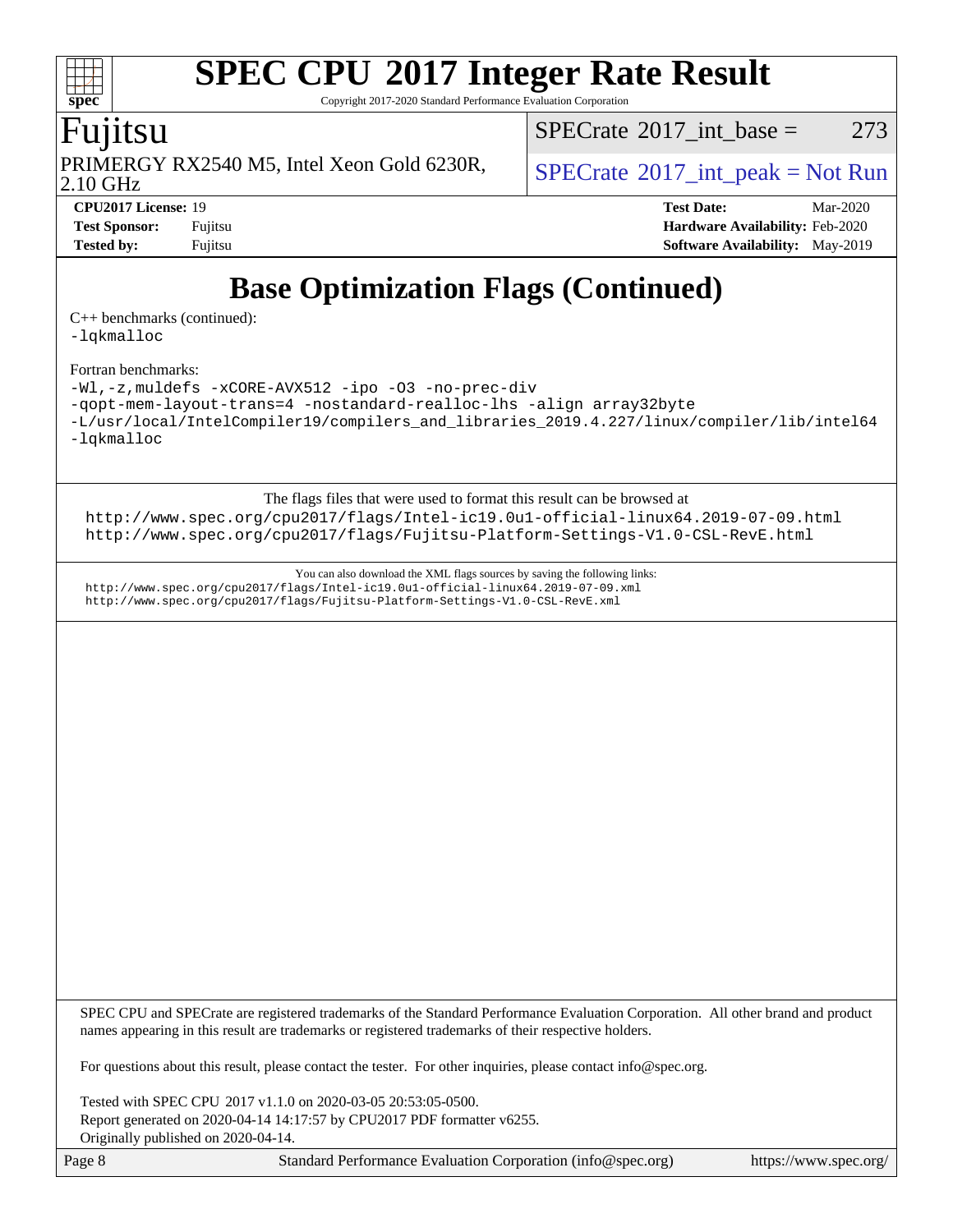# SPEC CPU 2017 Integer Rate Result

Copyright 2017-2020 Standard Performance Evaluation Corporation

## Fujitsu

PRIMERGY RX2540 M5, Intel Xeon Gold 6230R, 2.10 GHz

SPECrate 2017_int_base = 273

SPECrate 2017_int_peak = Not Run

**CPU2017 License:** 19
**Test Sponsor:** Fujitsu
**Tested by:** Fujitsu

**Test Date:** Mar-2020
**Hardware Availability:** Feb-2020
**Software Availability:** May-2019

## Base Optimization Flags (Continued)

C++ benchmarks (continued):
-lqkmalloc

Fortran benchmarks:
-Wl,-z,muldefs -xCORE-AVX512 -ipo -O3 -no-prec-div
-qopt-mem-layout-trans=4 -nostandard-realloc-lhs -align array32byte
-L/usr/local/IntelCompiler19/compilers_and_libraries_2019.4.227/linux/compiler/lib/intel64
-lqkmalloc

The flags files that were used to format this result can be browsed at
http://www.spec.org/cpu2017/flags/Intel-ic19.0u1-official-linux64.2019-07-09.html
http://www.spec.org/cpu2017/flags/Fujitsu-Platform-Settings-V1.0-CSL-RevE.html

You can also download the XML flags sources by saving the following links:
http://www.spec.org/cpu2017/flags/Intel-ic19.0u1-official-linux64.2019-07-09.xml
http://www.spec.org/cpu2017/flags/Fujitsu-Platform-Settings-V1.0-CSL-RevE.xml

SPEC CPU and SPECrate are registered trademarks of the Standard Performance Evaluation Corporation. All other brand and product names appearing in this result are trademarks or registered trademarks of their respective holders.

For questions about this result, please contact the tester. For other inquiries, please contact info@spec.org.

Tested with SPEC CPU 2017 v1.1.0 on 2020-03-05 20:53:05-0500.
Report generated on 2020-04-14 14:17:57 by CPU2017 PDF formatter v6255.
Originally published on 2020-04-14.